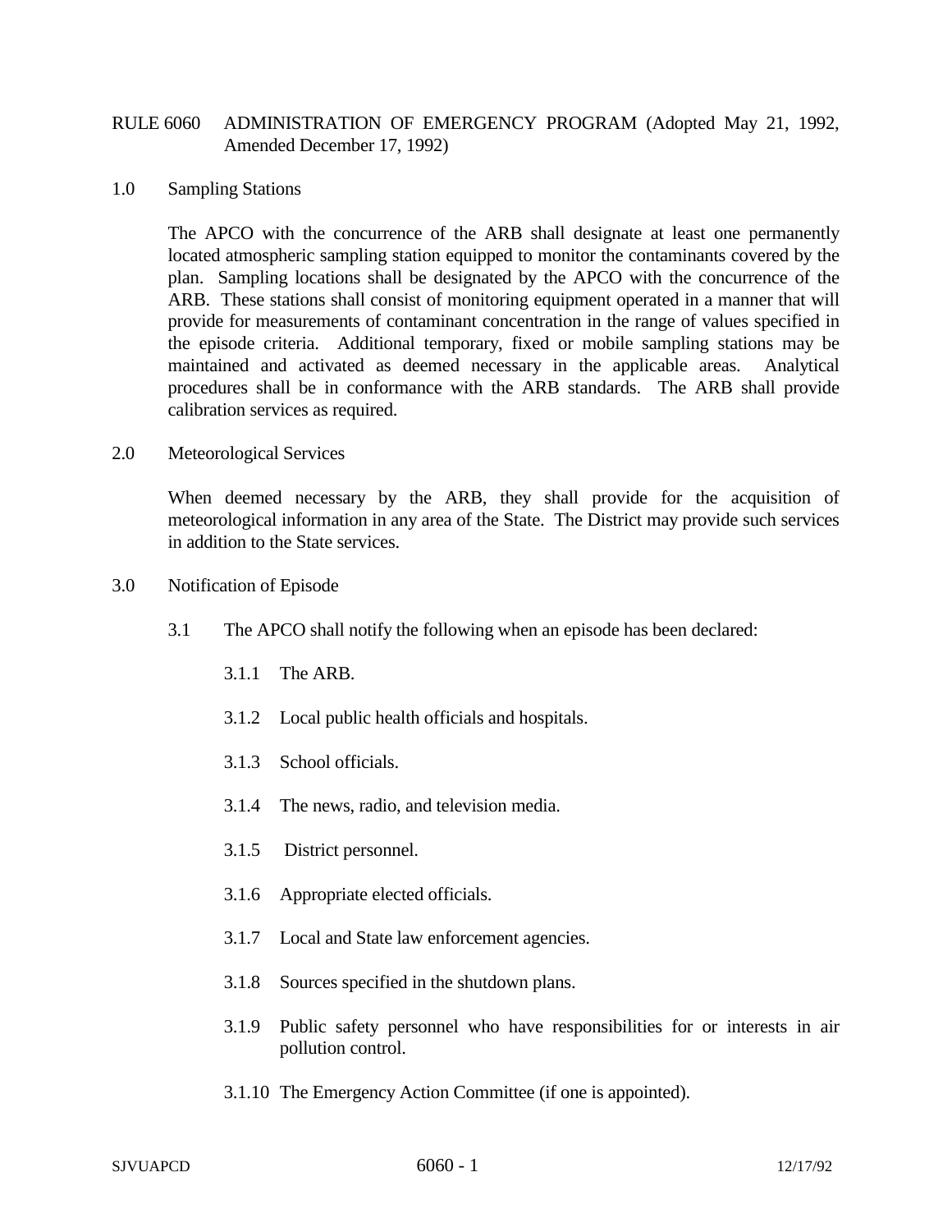# RULE 6060 ADMINISTRATION OF EMERGENCY PROGRAM (Adopted May 21, 1992, Amended December 17, 1992)

## 1.0 Sampling Stations

The APCO with the concurrence of the ARB shall designate at least one permanently located atmospheric sampling station equipped to monitor the contaminants covered by the plan. Sampling locations shall be designated by the APCO with the concurrence of the ARB. These stations shall consist of monitoring equipment operated in a manner that will provide for measurements of contaminant concentration in the range of values specified in the episode criteria. Additional temporary, fixed or mobile sampling stations may be maintained and activated as deemed necessary in the applicable areas. Analytical procedures shall be in conformance with the ARB standards. The ARB shall provide calibration services as required.

## 2.0 Meteorological Services

When deemed necessary by the ARB, they shall provide for the acquisition of meteorological information in any area of the State. The District may provide such services in addition to the State services.

## 3.0 Notification of Episode

3.1 The APCO shall notify the following when an episode has been declared:

- 3.1.1 The ARB.
- 3.1.2 Local public health officials and hospitals.
- 3.1.3 School officials.
- 3.1.4 The news, radio, and television media.
- 3.1.5 District personnel.
- 3.1.6 Appropriate elected officials.
- 3.1.7 Local and State law enforcement agencies.
- 3.1.8 Sources specified in the shutdown plans.
- 3.1.9 Public safety personnel who have responsibilities for or interests in air pollution control.
- 3.1.10 The Emergency Action Committee (if one is appointed).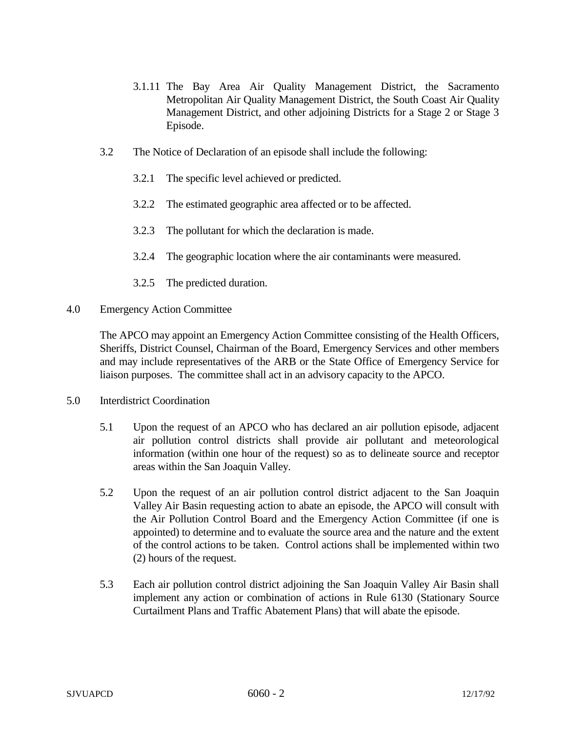3.1.11 The Bay Area Air Quality Management District, the Sacramento Metropolitan Air Quality Management District, the South Coast Air Quality Management District, and other adjoining Districts for a Stage 2 or Stage 3 Episode.

3.2 The Notice of Declaration of an episode shall include the following:

3.2.1 The specific level achieved or predicted.

3.2.2 The estimated geographic area affected or to be affected.

3.2.3 The pollutant for which the declaration is made.

3.2.4 The geographic location where the air contaminants were measured.

3.2.5 The predicted duration.

4.0 Emergency Action Committee

The APCO may appoint an Emergency Action Committee consisting of the Health Officers, Sheriffs, District Counsel, Chairman of the Board, Emergency Services and other members and may include representatives of the ARB or the State Office of Emergency Service for liaison purposes. The committee shall act in an advisory capacity to the APCO.

5.0 Interdistrict Coordination

5.1 Upon the request of an APCO who has declared an air pollution episode, adjacent air pollution control districts shall provide air pollutant and meteorological information (within one hour of the request) so as to delineate source and receptor areas within the San Joaquin Valley.

5.2 Upon the request of an air pollution control district adjacent to the San Joaquin Valley Air Basin requesting action to abate an episode, the APCO will consult with the Air Pollution Control Board and the Emergency Action Committee (if one is appointed) to determine and to evaluate the source area and the nature and the extent of the control actions to be taken. Control actions shall be implemented within two (2) hours of the request.

5.3 Each air pollution control district adjoining the San Joaquin Valley Air Basin shall implement any action or combination of actions in Rule 6130 (Stationary Source Curtailment Plans and Traffic Abatement Plans) that will abate the episode.